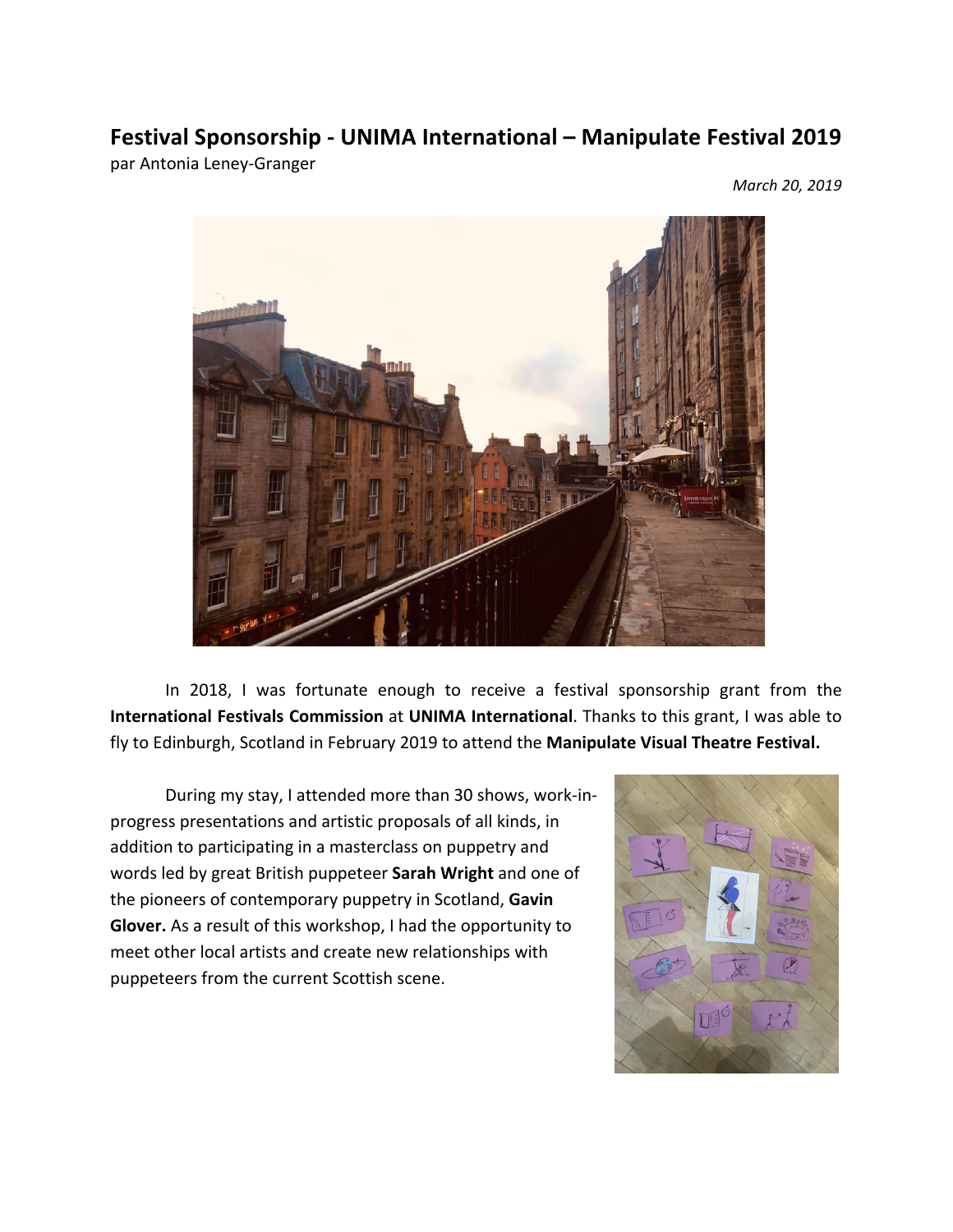# Festival Sponsorship - UNIMA International – Manipulate Festival 2019

par Antonia Leney-Granger

*March 20, 2019*

In 2018, I was fortunate enough to receive a festival sponsorship grant from the **International Festivals Commission** at **UNIMA International**. Thanks to this grant, I was able to fly to Edinburgh, Scotland in February 2019 to attend the **Manipulate Visual Theatre Festival.**

During my stay, I attended more than 30 shows, work-in-progress presentations and artistic proposals of all kinds, in addition to participating in a masterclass on puppetry and words led by great British puppeteer **Sarah Wright** and one of the pioneers of contemporary puppetry in Scotland, **Gavin Glover.** As a result of this workshop, I had the opportunity to meet other local artists and create new relationships with puppeteers from the current Scottish scene.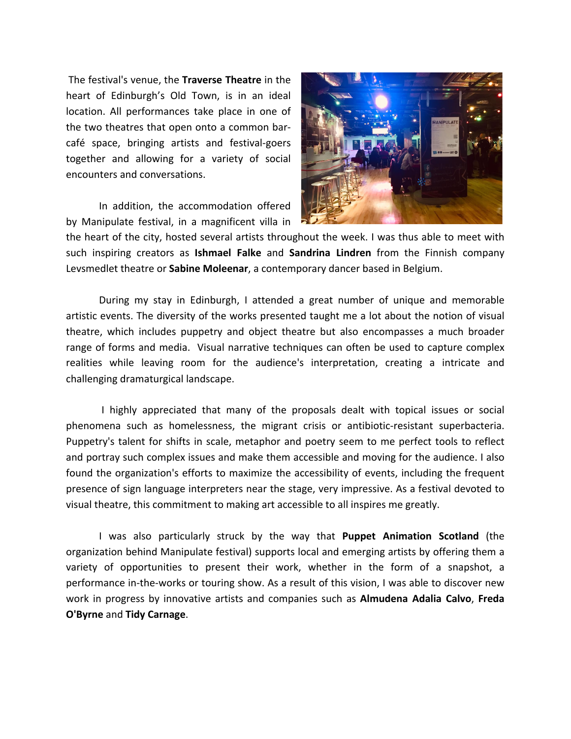The festival's venue, the **Traverse Theatre** in the heart of Edinburgh's Old Town, is in an ideal location. All performances take place in one of the two theatres that open onto a common bar-café space, bringing artists and festival-goers together and allowing for a variety of social encounters and conversations.

In addition, the accommodation offered by Manipulate festival, in a magnificent villa in the heart of the city, hosted several artists throughout the week. I was thus able to meet with such inspiring creators as **Ishmael Falke** and **Sandrina Lindren** from the Finnish company Levsmedlet theatre or **Sabine Moleenar**, a contemporary dancer based in Belgium.

During my stay in Edinburgh, I attended a great number of unique and memorable artistic events. The diversity of the works presented taught me a lot about the notion of visual theatre, which includes puppetry and object theatre but also encompasses a much broader range of forms and media. Visual narrative techniques can often be used to capture complex realities while leaving room for the audience's interpretation, creating a intricate and challenging dramaturgical landscape.

I highly appreciated that many of the proposals dealt with topical issues or social phenomena such as homelessness, the migrant crisis or antibiotic-resistant superbacteria. Puppetry's talent for shifts in scale, metaphor and poetry seem to me perfect tools to reflect and portray such complex issues and make them accessible and moving for the audience. I also found the organization's efforts to maximize the accessibility of events, including the frequent presence of sign language interpreters near the stage, very impressive. As a festival devoted to visual theatre, this commitment to making art accessible to all inspires me greatly.

I was also particularly struck by the way that **Puppet Animation Scotland** (the organization behind Manipulate festival) supports local and emerging artists by offering them a variety of opportunities to present their work, whether in the form of a snapshot, a performance in-the-works or touring show. As a result of this vision, I was able to discover new work in progress by innovative artists and companies such as **Almudena Adalia Calvo**, **Freda O'Byrne** and **Tidy Carnage**.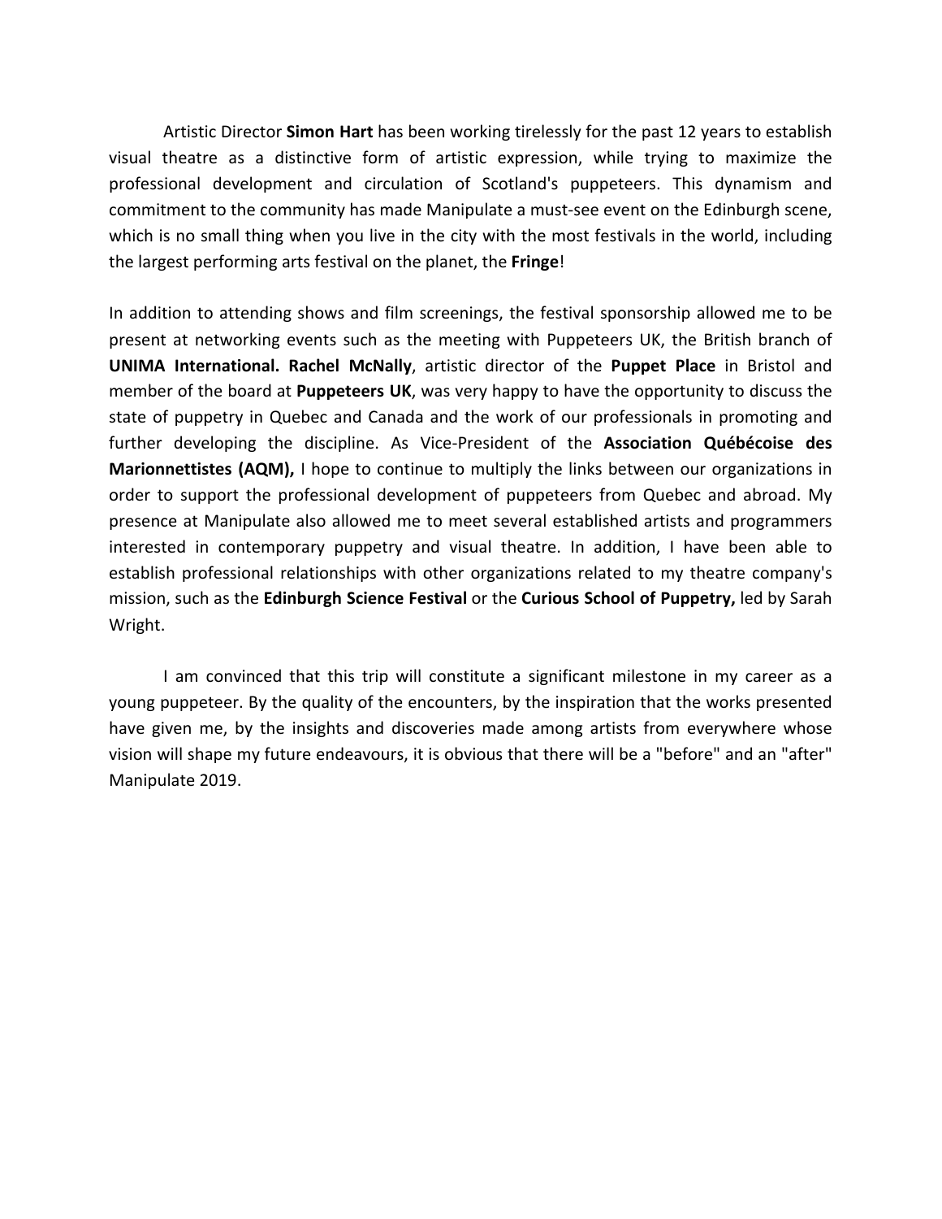Artistic Director **Simon Hart** has been working tirelessly for the past 12 years to establish visual theatre as a distinctive form of artistic expression, while trying to maximize the professional development and circulation of Scotland's puppeteers. This dynamism and commitment to the community has made Manipulate a must-see event on the Edinburgh scene, which is no small thing when you live in the city with the most festivals in the world, including the largest performing arts festival on the planet, the **Fringe**!

In addition to attending shows and film screenings, the festival sponsorship allowed me to be present at networking events such as the meeting with Puppeteers UK, the British branch of **UNIMA International. Rachel McNally**, artistic director of the **Puppet Place** in Bristol and member of the board at **Puppeteers UK**, was very happy to have the opportunity to discuss the state of puppetry in Quebec and Canada and the work of our professionals in promoting and further developing the discipline. As Vice-President of the **Association Québécoise des Marionnettistes (AQM),** I hope to continue to multiply the links between our organizations in order to support the professional development of puppeteers from Quebec and abroad. My presence at Manipulate also allowed me to meet several established artists and programmers interested in contemporary puppetry and visual theatre. In addition, I have been able to establish professional relationships with other organizations related to my theatre company's mission, such as the **Edinburgh Science Festival** or the **Curious School of Puppetry,** led by Sarah Wright.

I am convinced that this trip will constitute a significant milestone in my career as a young puppeteer. By the quality of the encounters, by the inspiration that the works presented have given me, by the insights and discoveries made among artists from everywhere whose vision will shape my future endeavours, it is obvious that there will be a "before" and an "after" Manipulate 2019.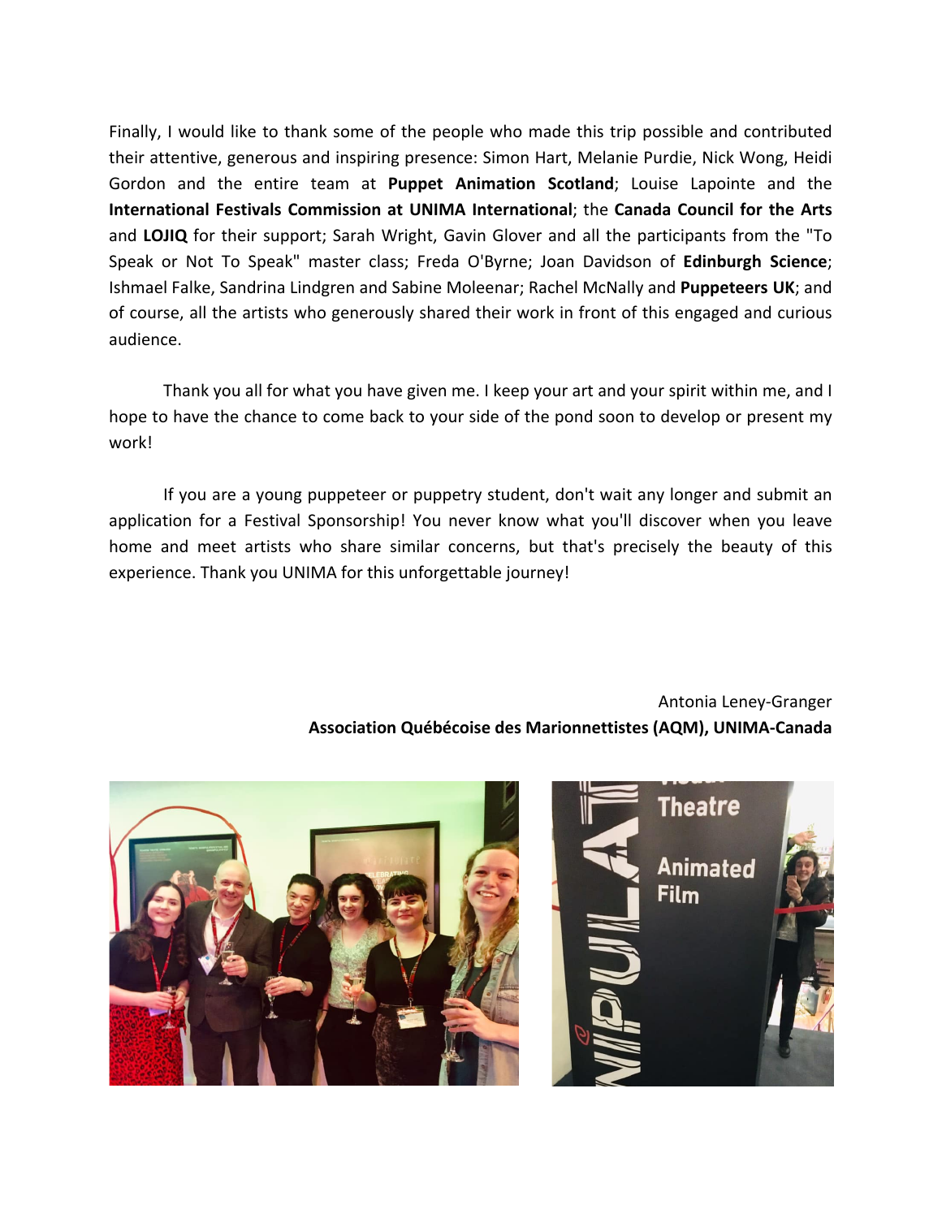Finally, I would like to thank some of the people who made this trip possible and contributed their attentive, generous and inspiring presence: Simon Hart, Melanie Purdie, Nick Wong, Heidi Gordon and the entire team at **Puppet Animation Scotland**; Louise Lapointe and the **International Festivals Commission at UNIMA International**; the **Canada Council for the Arts** and **LOJIQ** for their support; Sarah Wright, Gavin Glover and all the participants from the "To Speak or Not To Speak" master class; Freda O'Byrne; Joan Davidson of **Edinburgh Science**; Ishmael Falke, Sandrina Lindgren and Sabine Moleenar; Rachel McNally and **Puppeteers UK**; and of course, all the artists who generously shared their work in front of this engaged and curious audience.

Thank you all for what you have given me. I keep your art and your spirit within me, and I hope to have the chance to come back to your side of the pond soon to develop or present my work!

If you are a young puppeteer or puppetry student, don't wait any longer and submit an application for a Festival Sponsorship! You never know what you'll discover when you leave home and meet artists who share similar concerns, but that's precisely the beauty of this experience. Thank you UNIMA for this unforgettable journey!

Antonia Leney-Granger
**Association Québécoise des Marionnettistes (AQM), UNIMA-Canada**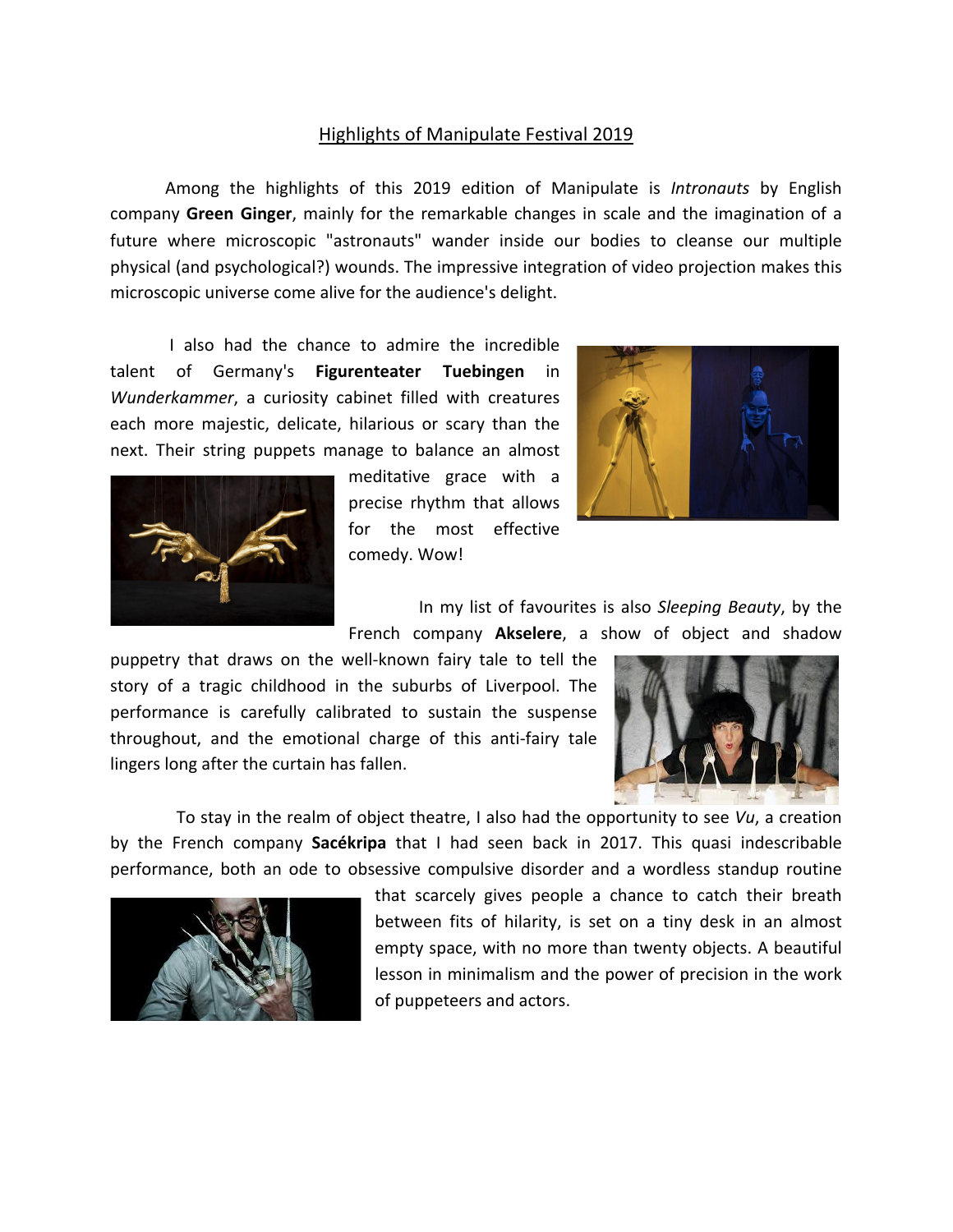## Highlights of Manipulate Festival 2019

Among the highlights of this 2019 edition of Manipulate is *Intronauts* by English company **Green Ginger**, mainly for the remarkable changes in scale and the imagination of a future where microscopic "astronauts" wander inside our bodies to cleanse our multiple physical (and psychological?) wounds. The impressive integration of video projection makes this microscopic universe come alive for the audience's delight.

I also had the chance to admire the incredible talent of Germany's **Figurenteater Tuebingen** in *Wunderkammer*, a curiosity cabinet filled with creatures each more majestic, delicate, hilarious or scary than the next. Their string puppets manage to balance an almost meditative grace with a precise rhythm that allows for the most effective comedy. Wow!

In my list of favourites is also *Sleeping Beauty*, by the French company **Akselere**, a show of object and shadow puppetry that draws on the well-known fairy tale to tell the story of a tragic childhood in the suburbs of Liverpool. The performance is carefully calibrated to sustain the suspense throughout, and the emotional charge of this anti-fairy tale lingers long after the curtain has fallen.

To stay in the realm of object theatre, I also had the opportunity to see *Vu*, a creation by the French company **Sacékripa** that I had seen back in 2017. This quasi indescribable performance, both an ode to obsessive compulsive disorder and a wordless standup routine that scarcely gives people a chance to catch their breath between fits of hilarity, is set on a tiny desk in an almost empty space, with no more than twenty objects. A beautiful lesson in minimalism and the power of precision in the work of puppeteers and actors.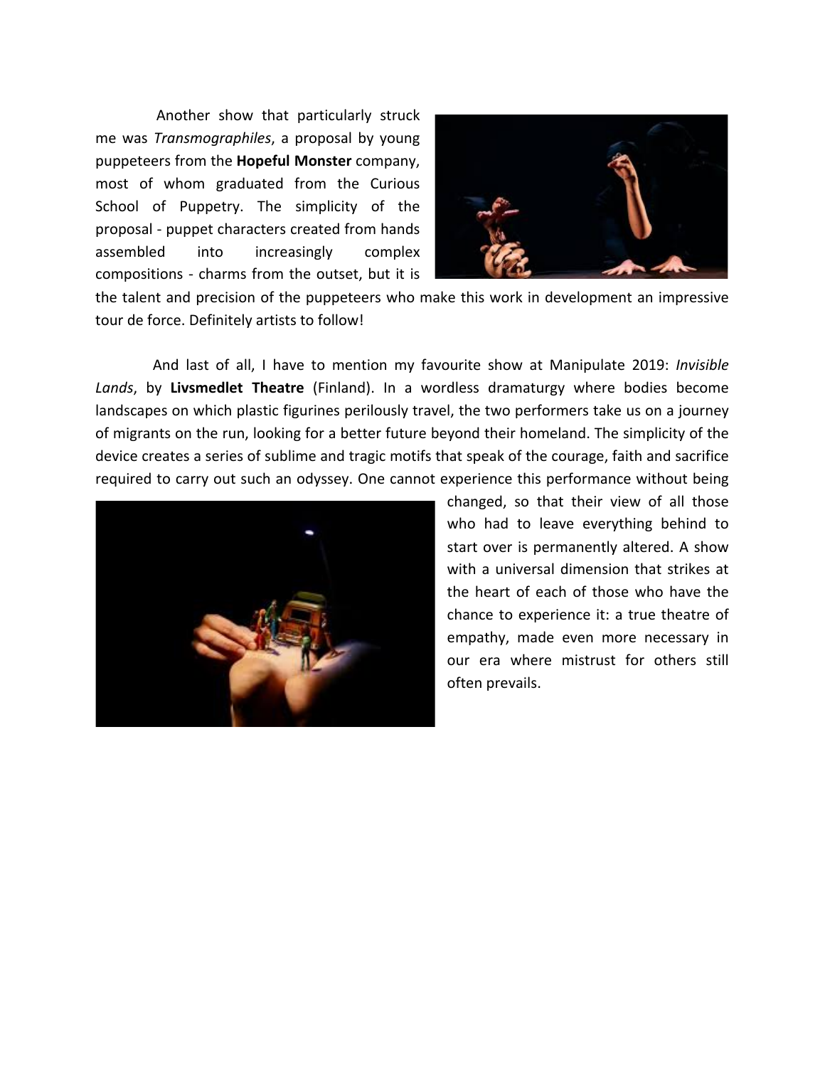Another show that particularly struck me was *Transmographiles*, a proposal by young puppeteers from the **Hopeful Monster** company, most of whom graduated from the Curious School of Puppetry. The simplicity of the proposal - puppet characters created from hands assembled into increasingly complex compositions - charms from the outset, but it is the talent and precision of the puppeteers who make this work in development an impressive tour de force. Definitely artists to follow!

And last of all, I have to mention my favourite show at Manipulate 2019: *Invisible Lands*, by **Livsmedlet Theatre** (Finland). In a wordless dramaturgy where bodies become landscapes on which plastic figurines perilously travel, the two performers take us on a journey of migrants on the run, looking for a better future beyond their homeland. The simplicity of the device creates a series of sublime and tragic motifs that speak of the courage, faith and sacrifice required to carry out such an odyssey. One cannot experience this performance without being changed, so that their view of all those who had to leave everything behind to start over is permanently altered. A show with a universal dimension that strikes at the heart of each of those who have the chance to experience it: a true theatre of empathy, made even more necessary in our era where mistrust for others still often prevails.